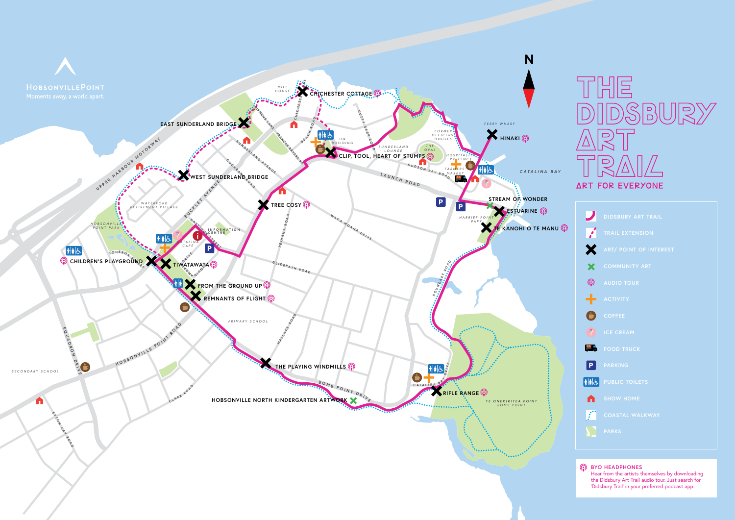HOBSONVILLE POINT

Moments away, a world apart.

# THE DIDSBURY ART TRAIL

ART FOR EVERYONE

- DIDSBURY ART TRAIL
- TRAIL EXTENSION
- ART/ POINT OF INTEREST
- COMMUNITY ART
- AUDIO TOUR
- ACTIVITY
- COFFEE
- ICE CREAM
- FOOD TRUCK
- PARKING
- PUBLIC TOILETS
- SHOW HOME
- COASTAL WALKWAY
- PARKS

**BYO HEADPHONES**
Hear from the artists themselves by downloading the Didsbury Art Trail audio tour. Just search for 'Didsbury Trail' in your preferred podcast app.

CHICHESTER COTTAGE

EAST SUNDERLAND BRIDGE

WEST SUNDERLAND BRIDGE

CLIP, TOOL, HEART OF STUMPS

HINAKI

TREE COSY

STREAM OF WONDER

ESTUARINE

TE KANOHI O TE MANU

CHILDREN'S PLAYGROUND

TIWATAWATA

FROM THE GROUND UP

REMNANTS OF FLIGHT

THE PLAYING WINDMILLS

RIFLE RANGE

HOBSONVILLE NORTH KINDERGARTEN ARTWORK

MILL HOUSE

HQ BUILDING

SUNDERLAND LOUNGE

THE OVAL

FORMER OFFICERS HOUSES

HOSPITALITY PRECINCT

FARMERS MARKET

FERRY WHARF

CATALINA BAY

HARRIER POINT PARK

INFORMATION CENTRE

CATALINA CAFE

WATERFORD RETIREMENT VILLAGE

HOBSONVILLE POINT PARK

PRIMARY SCHOOL

SECONDARY SCHOOL

TE ONEKIRITEA POINT BOMB POINT

CATALINA BAY DRIVE

UPPER HARBOUR MOTORWAY

SUNDERLAND AVENUE

COCHRANE ROAD

BUCKLEY AVENUE

HASTINGS STREET

TOHEROA STREET

LAUNCH ROAD

HUDSON BAY ROAD

WAKA MOANA DRIVE

PEIHANA ROAD

GLIDEPATH ROAD

WALLACE ROAD

BOUNDARY ROAD

BOMB POINT DRIVE

HOBSONVILLE POINT ROAD

SQUADRON DRIVE

CLARK ROAD

EYTON KAY ROAD

CUTTY SARK ROAD

BEACH ROAD

FRANCES BRYERS ROAD

SIEMENS LANE

CHICHESTER

N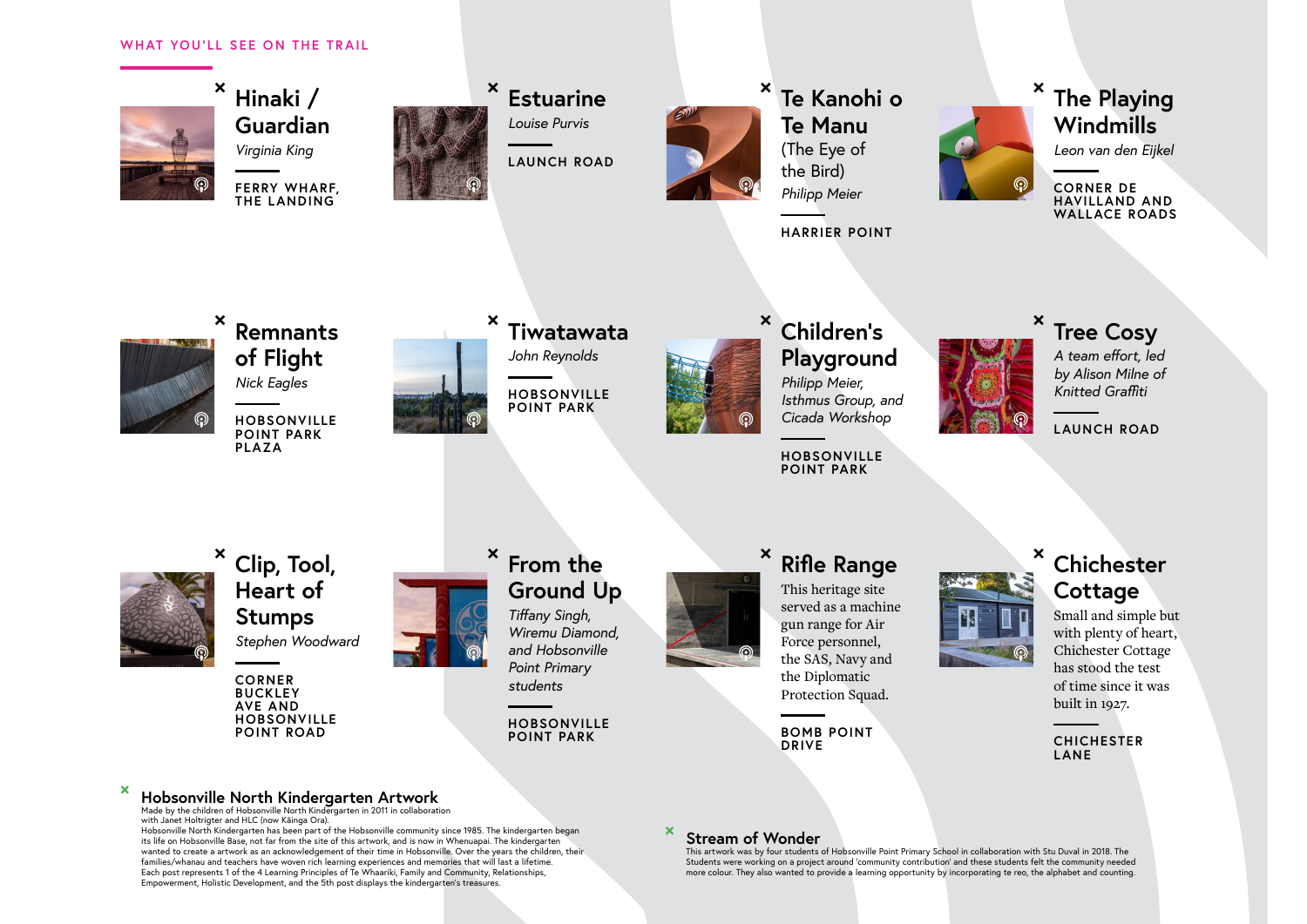WHAT YOU'LL SEE ON THE TRAIL

### Hinaki / Guardian

*Virginia King*

FERRY WHARF, THE LANDING

### Estuarine

*Louise Purvis*

LAUNCH ROAD

### Te Kanohi o Te Manu

(The Eye of the Bird)

*Philipp Meier*

HARRIER POINT

### The Playing Windmills

*Leon van den Eijkel*

CORNER DE HAVILLAND AND WALLACE ROADS

### Remnants of Flight

*Nick Eagles*

HOBSONVILLE POINT PARK PLAZA

### Tiwatawata

*John Reynolds*

HOBSONVILLE POINT PARK

### Children's Playground

*Philipp Meier, Isthmus Group, and Cicada Workshop*

HOBSONVILLE POINT PARK

### Tree Cosy

*A team effort, led by Alison Milne of Knitted Graffiti*

LAUNCH ROAD

### Clip, Tool, Heart of Stumps

*Stephen Woodward*

CORNER BUCKLEY AVE AND HOBSONVILLE POINT ROAD

### From the Ground Up

*Tiffany Singh, Wiremu Diamond, and Hobsonville Point Primary students*

HOBSONVILLE POINT PARK

### Rifle Range

This heritage site served as a machine gun range for Air Force personnel, the SAS, Navy and the Diplomatic Protection Squad.

BOMB POINT DRIVE

### Chichester Cottage

Small and simple but with plenty of heart, Chichester Cottage has stood the test of time since it was built in 1927.

CHICHESTER LANE

### Hobsonville North Kindergarten Artwork

Made by the children of Hobsonville North Kindergarten in 2011 in collaboration with Janet Holtrigter and HLC (now Kāinga Ora).

Hobsonville North Kindergarten has been part of the Hobsonville community since 1985. The kindergarten began its life on Hobsonville Base, not far from the site of this artwork, and is now in Whenuapai. The kindergarten wanted to create a artwork as an acknowledgement of their time in Hobsonville. Over the years the children, their families/whanau and teachers have woven rich learning experiences and memories that will last a lifetime. Each post represents 1 of the 4 Learning Principles of Te Whaariki, Family and Community, Relationships, Empowerment, Holistic Development, and the 5th post displays the kindergarten's treasures.

### Stream of Wonder

This artwork was by four students of Hobsonville Point Primary School in collaboration with Stu Duval in 2018. The Students were working on a project around 'community contribution' and these students felt the community needed more colour. They also wanted to provide a learning opportunity by incorporating te reo, the alphabet and counting.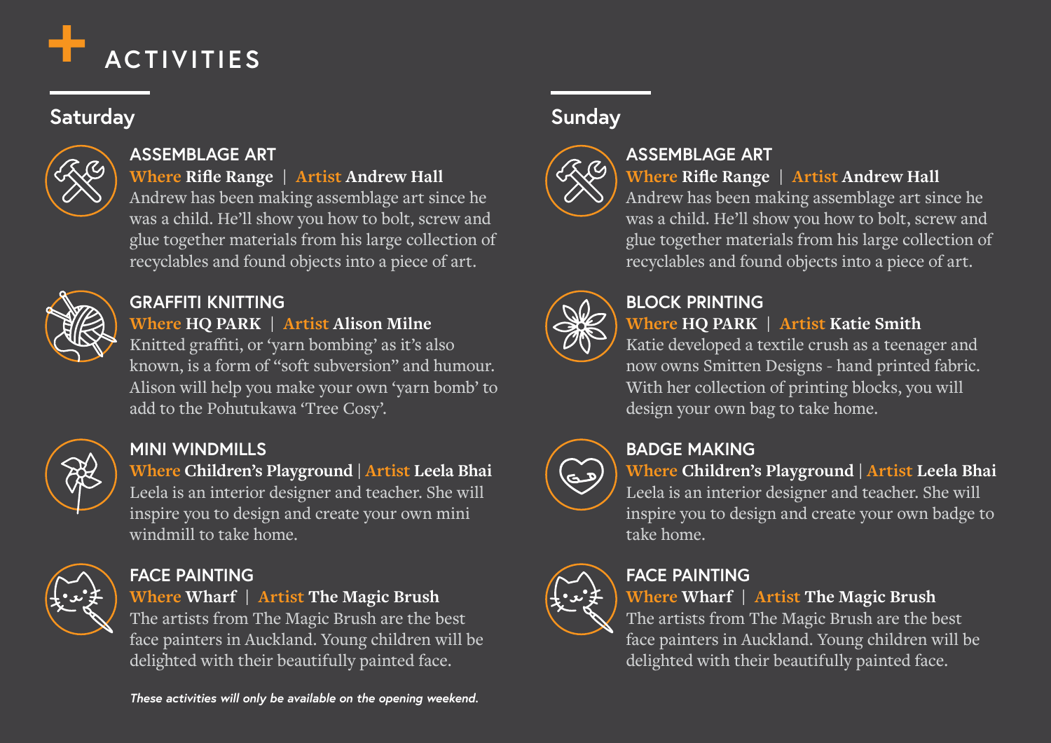# ACTIVITIES

## Saturday

### ASSEMBLAGE ART

**Where** Rifle Range | **Artist** Andrew Hall

Andrew has been making assemblage art since he was a child. He'll show you how to bolt, screw and glue together materials from his large collection of recyclables and found objects into a piece of art.

### GRAFFITI KNITTING

**Where** HQ PARK | **Artist** Alison Milne

Knitted graffiti, or 'yarn bombing' as it's also known, is a form of "soft subversion" and humour. Alison will help you make your own 'yarn bomb' to add to the Pohutukawa 'Tree Cosy'.

### MINI WINDMILLS

**Where** Children's Playground | **Artist** Leela Bhai

Leela is an interior designer and teacher. She will inspire you to design and create your own mini windmill to take home.

### FACE PAINTING

**Where** Wharf | **Artist** The Magic Brush

The artists from The Magic Brush are the best face painters in Auckland. Young children will be delighted with their beautifully painted face.

## Sunday

### ASSEMBLAGE ART

**Where** Rifle Range | **Artist** Andrew Hall

Andrew has been making assemblage art since he was a child. He'll show you how to bolt, screw and glue together materials from his large collection of recyclables and found objects into a piece of art.

### BLOCK PRINTING

**Where** HQ PARK | **Artist** Katie Smith

Katie developed a textile crush as a teenager and now owns Smitten Designs - hand printed fabric. With her collection of printing blocks, you will design your own bag to take home.

### BADGE MAKING

**Where** Children's Playground | **Artist** Leela Bhai

Leela is an interior designer and teacher. She will inspire you to design and create your own badge to take home.

### FACE PAINTING

**Where** Wharf | **Artist** The Magic Brush

The artists from The Magic Brush are the best face painters in Auckland. Young children will be delighted with their beautifully painted face.

*These activities will only be available on the opening weekend.*